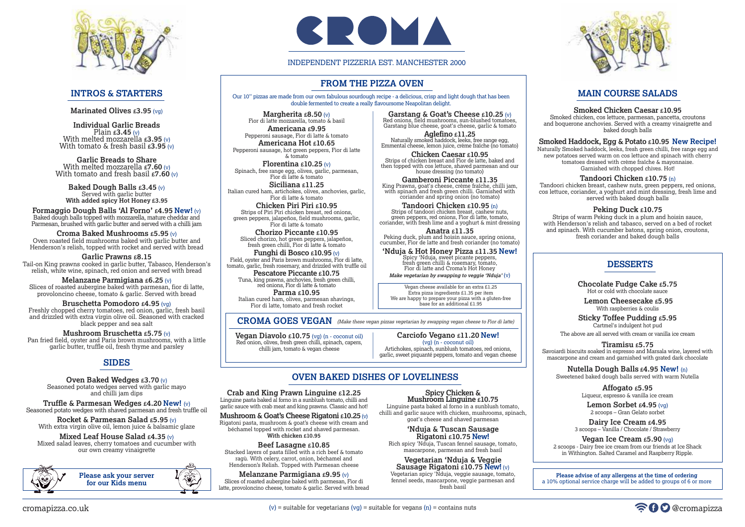# CROMA

INDEPENDENT PIZZERIA EST. MANCHESTER 2000

## INTROS & STARTERS

**Marinated Olives £3.95** (vg)

**Individual Garlic Breads**
Plain **£3.45** (v)
With melted mozzarella **£3.95** (v)
With tomato & fresh basil **£3.95** (v)

**Garlic Breads to Share**
With melted mozzarella **£7.60** (v)
With tomato and fresh basil **£7.60** (v)

**Baked Dough Balls £3.45** (v)
Served with garlic butter
**With added spicy Hot Honey £3.95**

**Formaggio Dough Balls 'Al Forno' £4.95 New!** (v)
Baked dough balls topped with mozzarella, mature cheddar and Parmesan, brushed with garlic butter and served with a chilli jam

**Croma Baked Mushrooms £5.95** (v)
Oven roasted field mushrooms baked with garlic butter and Henderson's relish, topped with rocket and served with bread

**Garlic Prawns £8.15**
Tail-on King prawns cooked in garlic butter, Tabasco, Henderson's relish, white wine, spinach, red onion and served with bread

**Melanzane Parmigiana £6.25** (v)
Slices of roasted aubergine baked with parmesan, fior di latte, provoloncino cheese, tomato & garlic. Served with bread

**Bruschetta Pomodoro £4.95** (vg)
Freshly chopped cherry tomatoes, red onion, garlic, fresh basil and drizzled with extra virgin olive oil. Seasoned with cracked black pepper and sea salt

**Mushroom Bruschetta £5.75** (v)
Pan fried field, oyster and Paris brown mushrooms, with a little garlic butter, truffle oil, fresh thyme and parsley

## SIDES

**Oven Baked Wedges £3.70** (v)
Seasoned potato wedges served with garlic mayo and chilli jam dips

**Truffle & Parmesan Wedges £4.20 New!** (v)
Seasoned potato wedges with shaved parmesan and fresh truffle oil

**Rocket & Parmesan Salad £5.95** (v)
With extra virgin olive oil, lemon juice & balsamic glaze

**Mixed Leaf House Salad £4.35** (v)
Mixed salad leaves, cherry tomatoes and cucumber with our own creamy vinaigrette

**Please ask your server for our Kids menu**

## FROM THE PIZZA OVEN

Our 10" pizzas are made from our own fabulous sourdough recipe - a delicious, crisp and light dough that has been double fermented to create a really flavoursome Neapolitan delight.

**Margherita £8.50** (v)
Fior di latte mozzarella, tomato & basil

**Americana £9.95**
Pepperoni sausage, Fior di latte & tomato

**Americana Hot £10.65**
Pepperoni sausage, hot green peppers, Fior di latte & tomato

**Florentina £10.25** (v)
Spinach, free range egg, olives, garlic, parmesan, Fior di latte & tomato

**Siciliana £11.25**
Italian cured ham, artichokes, olives, anchovies, garlic, Fior di latte & tomato

**Chicken Piri Piri £10.95**
Strips of Piri Piri chicken breast, red onions, green peppers, jalapeños, field mushrooms, garlic, Fior di latte & tomato

**Chorizo Piccante £10.95**
Sliced chorizo, hot green peppers, jalapeños, fresh green chilli, Fior di latte & tomato

**Funghi di Bosco £10.95** (v)
Field, oyster and Paris brown mushrooms, Fior di latte, tomato, garlic, fresh rosemary, and drizzled with truffle oil

**Pescatore Piccante £10.75**
Tuna, king prawns, anchovies, fresh green chilli, red onions, Fior di latte & tomato

**Parma £10.95**
Italian cured ham, olives, parmesan shavings, Fior di latte, tomato and fresh rocket

**Garstang & Goat's Cheese £10.25** (v)
Red onions, field mushrooms, sun-blushed tomatoes, Garstang blue cheese, goat's cheese, garlic & tomato

**Aglefino £11.25**
Naturally smoked haddock, leeks, free range egg, Emmental cheese, lemon juice, crème fraîche (no tomato)

**Chicken Caesar £10.95**
Strips of chicken breast and Fior de latte, baked and then topped with cos lettuce, shaved parmesan and our house dressing (no tomato)

**Gamberoni Piccante £11.35**
King Prawns, goat's cheese, crème fraîche, chilli jam, with spinach and fresh green chilli. Garnished with coriander and spring onion (no tomato)

**Tandoori Chicken £10.95** (n)
Strips of tandoori chicken breast, cashew nuts, green peppers, red onions, Fior di latte, tomato, coriander, with fresh lime and a yoghurt & mint dressing

**Anatra £11.35**
Peking duck, plum and hoisin sauce, spring onions, cucumber, Fior de latte and fresh coriander (no tomato)

**'Nduja & Hot Honey Pizza £11.35 New!**
Spicy 'Nduja, sweet picante peppers, fresh green chilli & rosemary, tomato, Fior di latte and Croma's Hot Honey
***Make vegetarian by swapping to veggie 'Nduja'*** (v)

Vegan cheese available for an extra £1.25
Extra pizza ingredients £1.35 per item
We are happy to prepare your pizza with a gluten-free base for an additional £1.95

### CROMA GOES VEGAN

*(Make these vegan pizzas vegetarian by swapping vegan cheese to Fior di latte)*

**Vegan Diavolo £10.75** (vg) (n - coconut oil)
Red onion, olives, fresh green chilli, spinach, capers, chilli jam, tomato & vegan cheese

**Carciofo Vegano £11.20 New!** (vg) (n - coconut oil)
Artichokes, spinach, sunblush tomatoes, red onions, garlic, sweet piquanté peppers, tomato and vegan cheese

## OVEN BAKED DISHES OF LOVELINESS

**Crab and King Prawn Linguine £12.25**
Linguine pasta baked al forno in a sunblush tomato, chilli and garlic sauce with crab meat and king prawns. Classic and hot!

**Mushroom & Goat's Cheese Rigatoni £10.25** (v)
Rigatoni pasta, mushroom & goat's cheese with cream and béchamel topped with rocket and shaved parmesan.
**With chicken £10.95**

**Beef Lasagne £10.85**
Stacked layers of pasta filled with a rich beef & tomato ragù. With celery, carrot, onion, béchamel and Henderson's Relish. Topped with Parmesan cheese

**Melanzane Parmigiana £9.95** (v)
Slices of roasted aubergine baked with parmesan, Fior di latte, provoloncino cheese, tomato & garlic. Served with bread

**Spicy Chicken & Mushroom Linguine £10.75**
Linguine pasta baked al forno in a sunblush tomato, chilli and garlic sauce with chicken, mushrooms, spinach, goat's cheese and shaved parmesan

**'Nduja & Tuscan Sausage Rigatoni £10.75 New!**
Rich spicy 'Nduja, Tuscan fennel sausage, tomato, mascarpone, parmesan and fresh basil

**Vegetarian 'Nduja & Veggie Sausage Rigatoni £10.75 New!** (v)
Vegetarian spicy 'Nduja, veggie sausage, tomato, fennel seeds, mascarpone, veggie parmesan and fresh basil

## MAIN COURSE SALADS

**Smoked Chicken Caesar £10.95**
Smoked chicken, cos lettuce, parmesan, pancetta, croutons and boquerone anchovies. Served with a creamy vinaigrette and baked dough balls

**Smoked Haddock, Egg & Potato £10.95 New Recipe!**
Naturally Smoked haddock, leeks, fresh green chilli, free range egg and new potatoes served warm on cos lettuce and spinach with cherry tomatoes dressed with crème fraîche & mayonnaise. Garnished with chopped chives. Hot!

**Tandoori Chicken £10.75** (n)
Tandoori chicken breast, cashew nuts, green peppers, red onions, cos lettuce, coriander, a yoghurt and mint dressing, fresh lime and served with baked dough balls

**Peking Duck £10.75**
Strips of warm Peking duck in a plum and hoisin sauce, with Henderson's relish and tabasco, served on a bed of rocket and spinach. With cucumber batons, spring onion, croutons, fresh coriander and baked dough balls

## DESSERTS

**Chocolate Fudge Cake £5.75**
Hot or cold with chocolate sauce

**Lemon Cheesecake £5.95**
With raspberries & coulis

**Sticky Toffee Pudding £5.95**
Cartmel's indulgent hot pud

The above are all served with cream or vanilla ice cream

**Tiramisu £5.75**
Savoiardi biscuits soaked in espresso and Marsala wine, layered with mascarpone and cream and garnished with grated dark chocolate

**Nutella Dough Balls £4.95 New!** (n)
Sweetened baked dough balls served with warm Nutella

**Affogato £5.95**
Liqueur, espresso & vanilla ice cream

**Lemon Sorbet £4.95** (vg)
2 scoops – Gran Gelato sorbet

**Dairy Ice Cream £4.95**
3 scoops – Vanilla / Chocolate / Strawberry

**Vegan Ice Cream £5.90** (vg)
2 scoops - Dairy free ice cream from our friends at Ice Shack in Withington. Salted Caramel and Raspberry Ripple.

**Please advise of any allergens at the time of ordering**
a 10% optional service charge will be added to groups of 6 or more

cromapizza.co.uk

(v) = suitable for vegetarians (vg) = suitable for vegans (n) = contains nuts

@cromapizza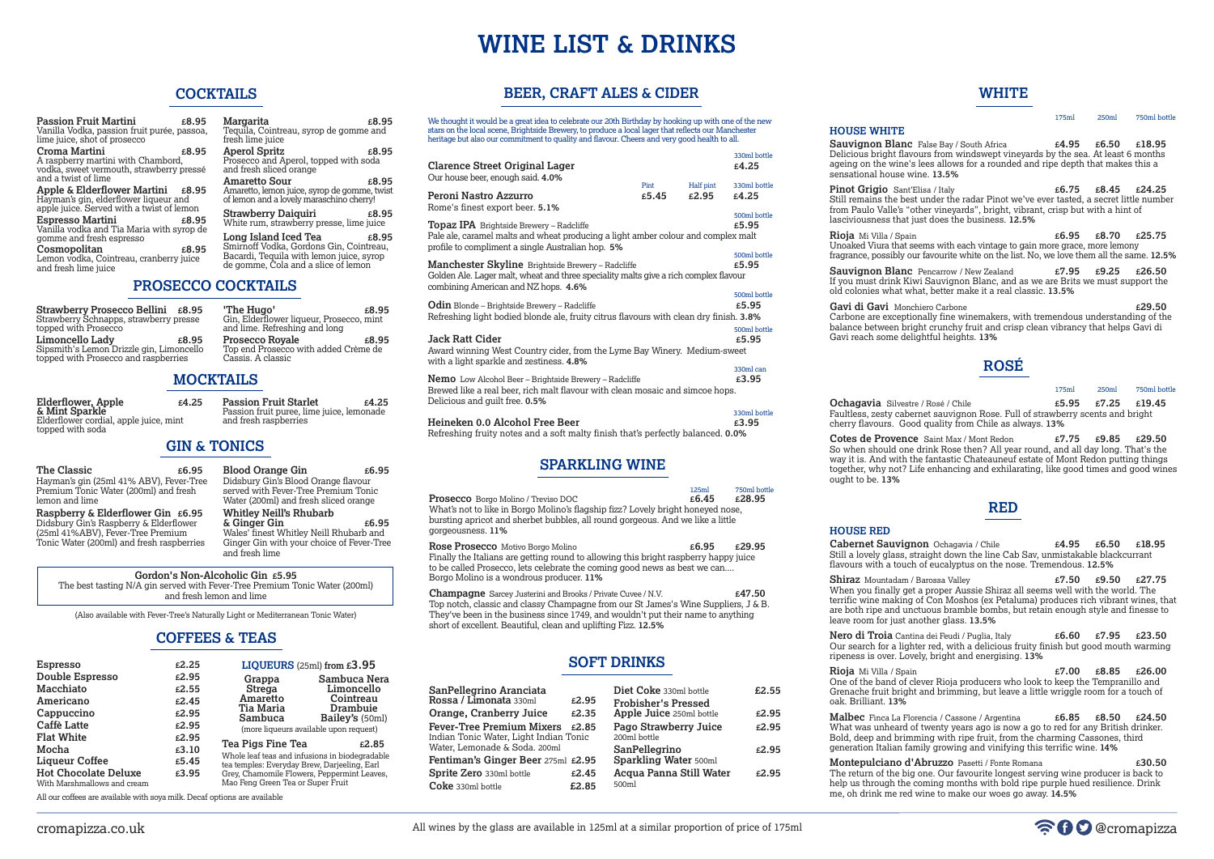# WINE LIST & DRINKS

## COCKTAILS

**Passion Fruit Martini** £8.95
Vanilla Vodka, passion fruit purée, passoa, lime juice, shot of prosecco

**Croma Martini** £8.95
A raspberry martini with Chambord, vodka, sweet vermouth, strawberry pressé and a twist of lime

**Apple & Elderflower Martini** £8.95
Hayman's gin, elderflower liqueur and apple juice. Served with a twist of lemon

**Espresso Martini** £8.95
Vanilla vodka and Tia Maria with syrop de gomme and fresh espresso

**Cosmopolitan** £8.95
Lemon vodka, Cointreau, cranberry juice and fresh lime juice

**Margarita** £8.95
Tequila, Cointreau, syrop de gomme and fresh lime juice

**Aperol Spritz** £8.95
Prosecco and Aperol, topped with soda and fresh sliced orange

**Amaretto Sour** £8.95
Amaretto, lemon juice, syrop de gomme, twist of lemon and a lovely maraschino cherry!

**Strawberry Daiquiri** £8.95
White rum, strawberry presse, lime juice

**Long Island Iced Tea** £8.95
Smirnoff Vodka, Gordons Gin, Cointreau, Bacardi, Tequila with lemon juice, syrop de gomme, Cola and a slice of lemon

## PROSECCO COCKTAILS

**Strawberry Prosecco Bellini** £8.95
Strawberry Schnapps, strawberry presse topped with Prosecco

**Limoncello Lady** £8.95
Sipsmith's Lemon Drizzle gin, Limoncello topped with Prosecco and raspberries

**'The Hugo'** £8.95
Gin, Elderflower liqueur, Prosecco, mint and lime. Refreshing and long

**Prosecco Royale** £8.95
Top end Prosecco with added Crème de Cassis. A classic

## MOCKTAILS

**Elderflower, Apple & Mint Sparkle** £4.25
Elderflower cordial, apple juice, mint topped with soda

**Passion Fruit Starlet** £4.25
Passion fruit puree, lime juice, lemonade and fresh raspberries

## GIN & TONICS

**The Classic** £6.95
Hayman's gin (25ml 41% ABV), Fever-Tree Premium Tonic Water (200ml) and fresh lemon and lime

**Raspberry & Elderflower Gin** £6.95
Didsbury Gin's Raspberry & Elderflower (25ml 41%ABV), Fever-Tree Premium Tonic Water (200ml) and fresh raspberries

**Blood Orange Gin** £6.95
Didsbury Gin's Blood Orange flavour served with Fever-Tree Premium Tonic Water (200ml) and fresh sliced orange

**Whitley Neill's Rhubarb & Ginger Gin** £6.95
Wales' finest Whitley Neill Rhubarb and Ginger Gin with your choice of Fever-Tree and fresh lime

**Gordon's Non-Alcoholic Gin** £5.95
The best tasting N/A gin served with Fever-Tree Premium Tonic Water (200ml) and fresh lemon and lime

(Also available with Fever-Tree's Naturally Light or Mediterranean Tonic Water)

## COFFEES & TEAS

| | |
|---|---|
| Espresso | £2.25 |
| Double Espresso | £2.95 |
| Macchiato | £2.55 |
| Americano | £2.45 |
| Cappuccino | £2.95 |
| Caffè Latte | £2.95 |
| Flat White | £2.95 |
| Mocha | £3.10 |
| Liqueur Coffee | £5.45 |
| Hot Chocolate Deluxe (With Marshmallows and cream) | £3.95 |

**LIQUEURS** (25ml) from £3.95

Grappa, Strega, Amaretto, Tia Maria, Sambuca, Sambuca Nera, Limoncello, Cointreau, Drambuie, Bailey's (50ml)

(more liqueurs available upon request)

**Tea Pigs Fine Tea** £2.85
Whole leaf teas and infusions in biodegradable tea temples: Everyday Brew, Darjeeling, Earl Grey, Chamomile Flowers, Peppermint Leaves, Mao Feng Green Tea or Super Fruit

All our coffees are available with soya milk. Decaf options are available

## BEER, CRAFT ALES & CIDER

We thought it would be a great idea to celebrate our 20th Birthday by hooking up with one of the new stars on the local scene, Brightside Brewery, to produce a local lager that reflects our Manchester heritage but also our commitment to quality and flavour. Cheers and very good health to all.

**Clarence Street Original Lager** — 330ml bottle £4.25
Our house beer, enough said. 4.0%

**Peroni Nastro Azzurro** — Pint £5.45 | Half pint £2.95 | 330ml bottle £4.25
Rome's finest export beer. 5.1%

**Topaz IPA** Brightside Brewery – Radcliffe — 500ml bottle £5.95
Pale ale, caramel malts and wheat producing a light amber colour and complex malt profile to compliment a single Australian hop. 5%

**Manchester Skyline** Brightside Brewery – Radcliffe — 500ml bottle £5.95
Golden Ale. Lager malt, wheat and three speciality malts give a rich complex flavour combining American and NZ hops. 4.6%

**Odin** Blonde – Brightside Brewery – Radcliffe — 500ml bottle £5.95
Refreshing light bodied blonde ale, fruity citrus flavours with clean dry finish. 3.8%

**Jack Ratt Cider** — 500ml bottle £5.95
Award winning West Country cider, from the Lyme Bay Winery. Medium-sweet with a light sparkle and zestiness. 4.8%

**Nemo** Low Alcohol Beer – Brightside Brewery – Radcliffe — 330ml can £3.95
Brewed like a real beer, rich malt flavour with clean mosaic and simcoe hops. Delicious and guilt free. 0.5%

**Heineken 0.0 Alcohol Free Beer** — 330ml bottle £3.95
Refreshing fruity notes and a soft malty finish that's perfectly balanced. 0.0%

## SPARKLING WINE

| | 125ml | 750ml bottle |
|---|---|---|
| **Prosecco** Borgo Molino / Treviso DOC | £6.45 | £28.95 |
| **Rose Prosecco** Motivo Borgo Molino | £6.95 | £29.95 |
| **Champagne** Sarcey Justerini and Brooks / Private Cuvee / N.V. | | £47.50 |

**Prosecco** — What's not to like in Borgo Molino's flagship fizz? Lovely bright honeyed nose, bursting apricot and sherbet bubbles, all round gorgeous. And we like a little gorgeousness. 11%

**Rose Prosecco** — Finally the Italians are getting round to allowing this bright raspberry happy juice to be called Prosecco, lets celebrate the coming good news as best we can.... Borgo Molino is a wondrous producer. 11%

**Champagne** — Top notch, classic and classy Champagne from our St James's Wine Suppliers, J & B. They've been in the business since 1749, and wouldn't put their name to anything short of excellent. Beautiful, clean and uplifting Fizz. 12.5%

## SOFT DRINKS

| | |
|---|---|
| SanPellegrino Aranciata Rossa / Limonata 330ml | £2.95 |
| Orange, Cranberry Juice | £2.35 |
| Fever-Tree Premium Mixers (Indian Tonic Water, Light Indian Tonic Water, Lemonade & Soda. 200ml) | £2.85 |
| Fentiman's Ginger Beer 275ml | £2.95 |
| Sprite Zero 330ml bottle | £2.45 |
| Coke 330ml bottle | £2.85 |
| Diet Coke 330ml bottle | £2.55 |
| Frobisher's Pressed Apple Juice 250ml bottle | £2.95 |
| Pago Strawberry Juice 200ml bottle | £2.95 |
| SanPellegrino Sparkling Water 500ml | £2.95 |
| Acqua Panna Still Water 500ml | £2.95 |

## WHITE

| | 175ml | 250ml | 750ml bottle |
|---|---|---|---|
| **HOUSE WHITE** | | | |
| **Sauvignon Blanc** False Bay / South Africa | £4.95 | £6.50 | £18.95 |
| **Pinot Grigio** Sant'Elisa / Italy | £6.75 | £8.45 | £24.25 |
| **Rioja** Mi Villa / Spain | £6.95 | £8.70 | £25.75 |
| **Sauvignon Blanc** Pencarrow / New Zealand | £7.95 | £9.25 | £26.50 |
| **Gavi di Gavi** Monchiero Carbone | | | £29.50 |

**Sauvignon Blanc** False Bay — Delicious bright flavours from windswept vineyards by the sea. At least 6 months ageing on the wine's lees allows for a rounded and ripe depth that makes this a sensational house wine. 13.5%

**Pinot Grigio** — Still remains the best under the radar Pinot we've ever tasted, a secret little number from Paulo Valle's "other vineyards", bright, vibrant, crisp but with a hint of lasciviousness that just does the business. 12.5%

**Rioja** — Unoaked Viura that seems with each vintage to gain more grace, more lemony fragrance, possibly our favourite white on the list. No, we love them all the same. 12.5%

**Sauvignon Blanc** Pencarrow — If you must drink Kiwi Sauvignon Blanc, and as we are Brits we must support the old colonies what what, better make it a real classic. 13.5%

**Gavi di Gavi** — Carbone are exceptionally fine winemakers, with tremendous understanding of the balance between bright crunchy fruit and crisp clean vibrancy that helps Gavi di Gavi reach some delightful heights. 13%

## ROSÉ

| | 175ml | 250ml | 750ml bottle |
|---|---|---|---|
| **Ochagavia** Silvestre / Rosé / Chile | £5.95 | £7.25 | £19.45 |
| **Cotes de Provence** Saint Max / Mont Redon | £7.75 | £9.85 | £29.50 |

**Ochagavia** — Faultless, zesty cabernet sauvignon Rose. Full of strawberry scents and bright cherry flavours. Good quality from Chile as always. 13%

**Cotes de Provence** — So when should one drink Rose then? All year round, and all day long. That's the way it is. And with the fantastic Chateauneuf estate of Mont Redon putting things together, why not? Life enhancing and exhilarating, like good times and good wines ought to be. 13%

## RED

| | 175ml | 250ml | 750ml bottle |
|---|---|---|---|
| **HOUSE RED** | | | |
| **Cabernet Sauvignon** Ochagavia / Chile | £4.95 | £6.50 | £18.95 |
| **Shiraz** Mountadam / Barossa Valley | £7.50 | £9.50 | £27.75 |
| **Nero di Troia** Cantina dei Feudi / Puglia, Italy | £6.60 | £7.95 | £23.50 |
| **Rioja** Mi Villa / Spain | £7.00 | £8.85 | £26.00 |
| **Malbec** Finca La Florencia / Cassone / Argentina | £6.85 | £8.50 | £24.50 |
| **Montepulciano d'Abruzzo** Pasetti / Fonte Romana | | | £30.50 |

**Cabernet Sauvignon** — Still a lovely glass, straight down the line Cab Sav, unmistakable blackcurrant flavours with a touch of eucalyptus on the nose. Tremendous. 12.5%

**Shiraz** — When you finally get a proper Aussie Shiraz all seems well with the world. The terrific wine making of Con Moshos (ex Petaluma) produces rich vibrant wines, that are both ripe and unctuous bramble bombs, but retain enough style and finesse to leave room for just another glass. 13.5%

**Nero di Troia** — Our search for a lighter red, with a delicious fruity finish but good mouth warming ripeness is over. Lovely, bright and energising. 13%

**Rioja** — One of the band of clever Rioja producers who look to keep the Tempranillo and Grenache fruit bright and brimming, but leave a little wriggle room for a touch of oak. Brilliant. 13%

**Malbec** — What was unheard of twenty years ago is now a go to red for any British drinker. Bold, deep and brimming with ripe fruit, from the charming Cassones, third generation Italian family growing and vinifying this terrific wine. 14%

**Montepulciano d'Abruzzo** — The return of the big one. Our favourite longest serving wine producer is back to help us through the coming months with bold ripe purple hued resilience. Drink me, oh drink me red wine to make our woes go away. 14.5%

cromapizza.co.uk

All wines by the glass are available in 125ml at a similar proportion of price of 175ml

@cromapizza